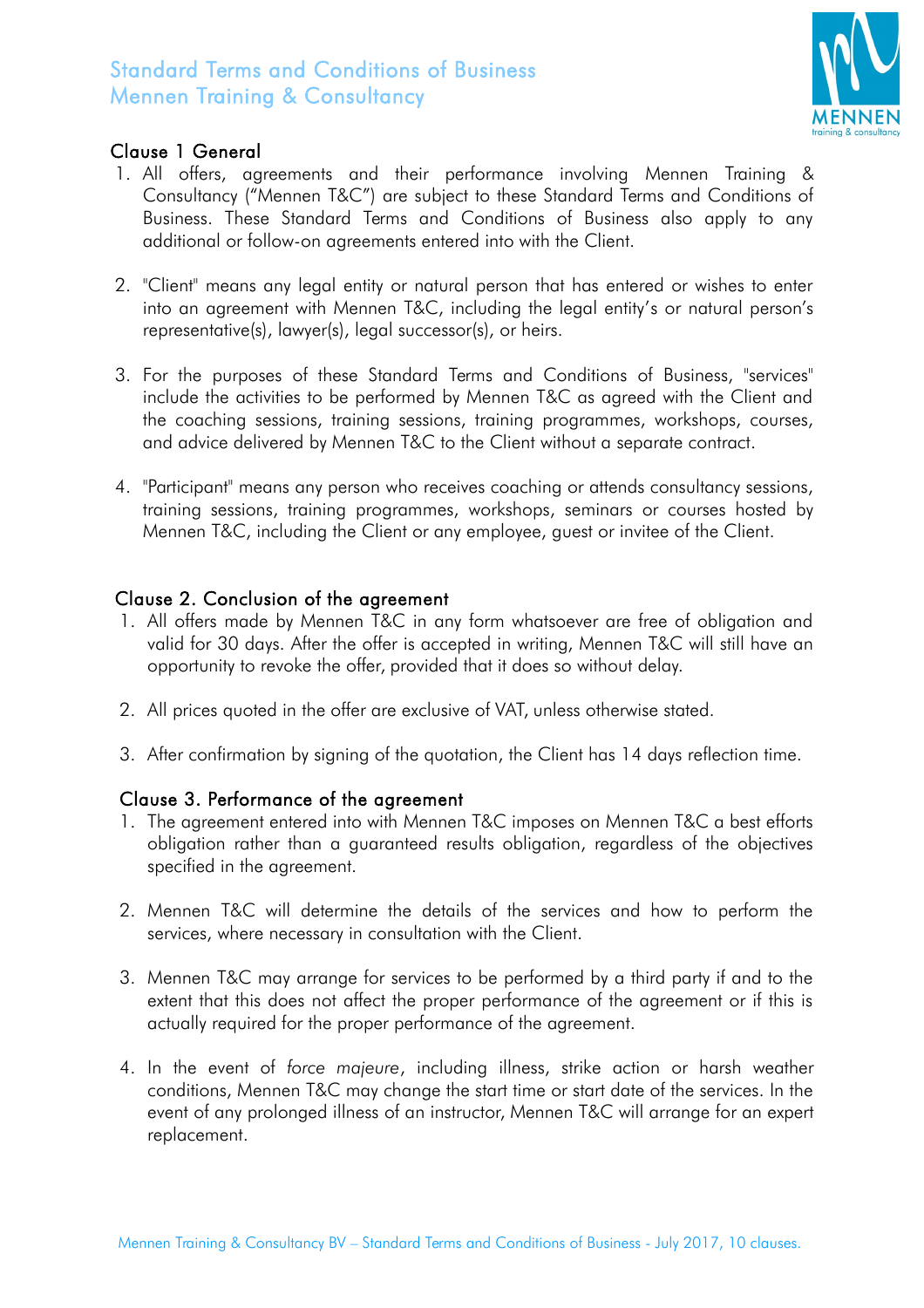# Standard Terms and Conditions of Business
# Mennen Training & Consultancy

## Clause 1 General

1. All offers, agreements and their performance involving Mennen Training & Consultancy ("Mennen T&C") are subject to these Standard Terms and Conditions of Business. These Standard Terms and Conditions of Business also apply to any additional or follow-on agreements entered into with the Client.

2. "Client" means any legal entity or natural person that has entered or wishes to enter into an agreement with Mennen T&C, including the legal entity's or natural person's representative(s), lawyer(s), legal successor(s), or heirs.

3. For the purposes of these Standard Terms and Conditions of Business, "services" include the activities to be performed by Mennen T&C as agreed with the Client and the coaching sessions, training sessions, training programmes, workshops, courses, and advice delivered by Mennen T&C to the Client without a separate contract.

4. "Participant" means any person who receives coaching or attends consultancy sessions, training sessions, training programmes, workshops, seminars or courses hosted by Mennen T&C, including the Client or any employee, guest or invitee of the Client.

## Clause 2. Conclusion of the agreement

1. All offers made by Mennen T&C in any form whatsoever are free of obligation and valid for 30 days. After the offer is accepted in writing, Mennen T&C will still have an opportunity to revoke the offer, provided that it does so without delay.

2. All prices quoted in the offer are exclusive of VAT, unless otherwise stated.

3. After confirmation by signing of the quotation, the Client has 14 days reflection time.

## Clause 3. Performance of the agreement

1. The agreement entered into with Mennen T&C imposes on Mennen T&C a best efforts obligation rather than a guaranteed results obligation, regardless of the objectives specified in the agreement.

2. Mennen T&C will determine the details of the services and how to perform the services, where necessary in consultation with the Client.

3. Mennen T&C may arrange for services to be performed by a third party if and to the extent that this does not affect the proper performance of the agreement or if this is actually required for the proper performance of the agreement.

4. In the event of *force majeure*, including illness, strike action or harsh weather conditions, Mennen T&C may change the start time or start date of the services. In the event of any prolonged illness of an instructor, Mennen T&C will arrange for an expert replacement.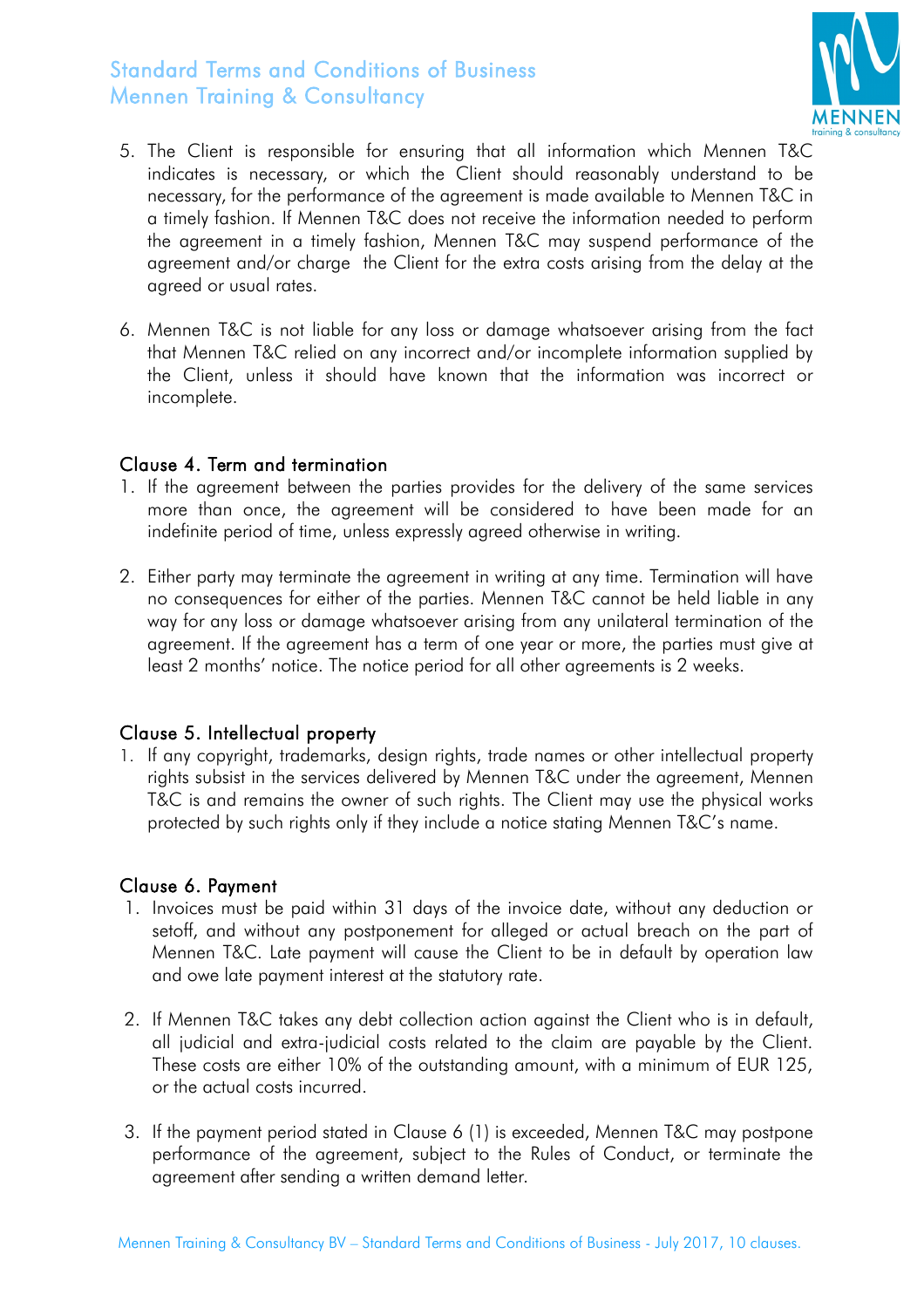5. The Client is responsible for ensuring that all information which Mennen T&C indicates is necessary, or which the Client should reasonably understand to be necessary, for the performance of the agreement is made available to Mennen T&C in a timely fashion. If Mennen T&C does not receive the information needed to perform the agreement in a timely fashion, Mennen T&C may suspend performance of the agreement and/or charge the Client for the extra costs arising from the delay at the agreed or usual rates.

6. Mennen T&C is not liable for any loss or damage whatsoever arising from the fact that Mennen T&C relied on any incorrect and/or incomplete information supplied by the Client, unless it should have known that the information was incorrect or incomplete.

## Clause 4. Term and termination

1. If the agreement between the parties provides for the delivery of the same services more than once, the agreement will be considered to have been made for an indefinite period of time, unless expressly agreed otherwise in writing.

2. Either party may terminate the agreement in writing at any time. Termination will have no consequences for either of the parties. Mennen T&C cannot be held liable in any way for any loss or damage whatsoever arising from any unilateral termination of the agreement. If the agreement has a term of one year or more, the parties must give at least 2 months' notice. The notice period for all other agreements is 2 weeks.

## Clause 5. Intellectual property

1. If any copyright, trademarks, design rights, trade names or other intellectual property rights subsist in the services delivered by Mennen T&C under the agreement, Mennen T&C is and remains the owner of such rights. The Client may use the physical works protected by such rights only if they include a notice stating Mennen T&C's name.

## Clause 6. Payment

1. Invoices must be paid within 31 days of the invoice date, without any deduction or setoff, and without any postponement for alleged or actual breach on the part of Mennen T&C. Late payment will cause the Client to be in default by operation law and owe late payment interest at the statutory rate.

2. If Mennen T&C takes any debt collection action against the Client who is in default, all judicial and extra-judicial costs related to the claim are payable by the Client. These costs are either 10% of the outstanding amount, with a minimum of EUR 125, or the actual costs incurred.

3. If the payment period stated in Clause 6 (1) is exceeded, Mennen T&C may postpone performance of the agreement, subject to the Rules of Conduct, or terminate the agreement after sending a written demand letter.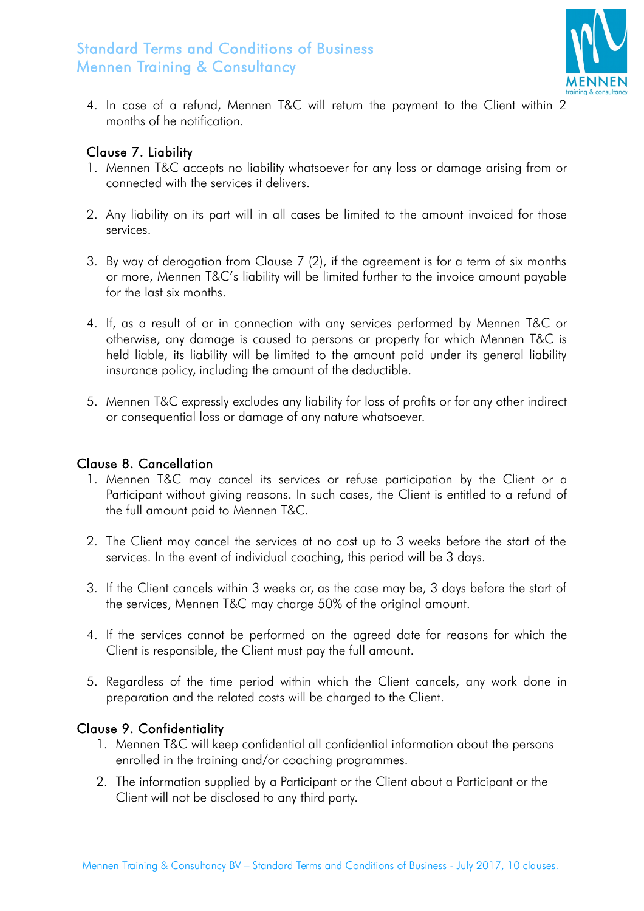4. In case of a refund, Mennen T&C will return the payment to the Client within 2 months of he notification.

## Clause 7. Liability

1. Mennen T&C accepts no liability whatsoever for any loss or damage arising from or connected with the services it delivers.

2. Any liability on its part will in all cases be limited to the amount invoiced for those services.

3. By way of derogation from Clause 7 (2), if the agreement is for a term of six months or more, Mennen T&C's liability will be limited further to the invoice amount payable for the last six months.

4. If, as a result of or in connection with any services performed by Mennen T&C or otherwise, any damage is caused to persons or property for which Mennen T&C is held liable, its liability will be limited to the amount paid under its general liability insurance policy, including the amount of the deductible.

5. Mennen T&C expressly excludes any liability for loss of profits or for any other indirect or consequential loss or damage of any nature whatsoever.

## Clause 8. Cancellation

1. Mennen T&C may cancel its services or refuse participation by the Client or a Participant without giving reasons. In such cases, the Client is entitled to a refund of the full amount paid to Mennen T&C.

2. The Client may cancel the services at no cost up to 3 weeks before the start of the services. In the event of individual coaching, this period will be 3 days.

3. If the Client cancels within 3 weeks or, as the case may be, 3 days before the start of the services, Mennen T&C may charge 50% of the original amount.

4. If the services cannot be performed on the agreed date for reasons for which the Client is responsible, the Client must pay the full amount.

5. Regardless of the time period within which the Client cancels, any work done in preparation and the related costs will be charged to the Client.

## Clause 9. Confidentiality

1. Mennen T&C will keep confidential all confidential information about the persons enrolled in the training and/or coaching programmes.
2. The information supplied by a Participant or the Client about a Participant or the Client will not be disclosed to any third party.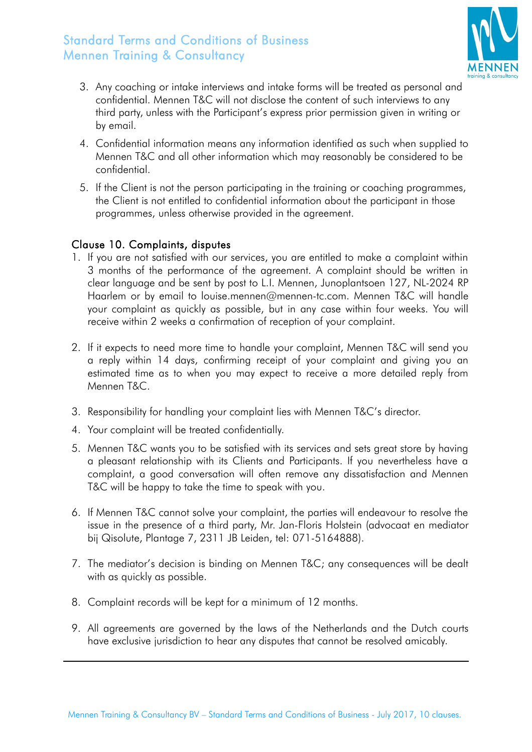3. Any coaching or intake interviews and intake forms will be treated as personal and confidential. Mennen T&C will not disclose the content of such interviews to any third party, unless with the Participant's express prior permission given in writing or by email.

4. Confidential information means any information identified as such when supplied to Mennen T&C and all other information which may reasonably be considered to be confidential.

5. If the Client is not the person participating in the training or coaching programmes, the Client is not entitled to confidential information about the participant in those programmes, unless otherwise provided in the agreement.

## Clause 10. Complaints, disputes

1. If you are not satisfied with our services, you are entitled to make a complaint within 3 months of the performance of the agreement. A complaint should be written in clear language and be sent by post to L.I. Mennen, Junoplantsoen 127, NL-2024 RP Haarlem or by email to louise.mennen@mennen-tc.com. Mennen T&C will handle your complaint as quickly as possible, but in any case within four weeks. You will receive within 2 weeks a confirmation of reception of your complaint.

2. If it expects to need more time to handle your complaint, Mennen T&C will send you a reply within 14 days, confirming receipt of your complaint and giving you an estimated time as to when you may expect to receive a more detailed reply from Mennen T&C.

3. Responsibility for handling your complaint lies with Mennen T&C's director.

4. Your complaint will be treated confidentially.

5. Mennen T&C wants you to be satisfied with its services and sets great store by having a pleasant relationship with its Clients and Participants. If you nevertheless have a complaint, a good conversation will often remove any dissatisfaction and Mennen T&C will be happy to take the time to speak with you.

6. If Mennen T&C cannot solve your complaint, the parties will endeavour to resolve the issue in the presence of a third party, Mr. Jan-Floris Holstein (advocaat en mediator bij Qisolute, Plantage 7, 2311 JB Leiden, tel: 071-5164888).

7. The mediator's decision is binding on Mennen T&C; any consequences will be dealt with as quickly as possible.

8. Complaint records will be kept for a minimum of 12 months.

9. All agreements are governed by the laws of the Netherlands and the Dutch courts have exclusive jurisdiction to hear any disputes that cannot be resolved amicably.

---